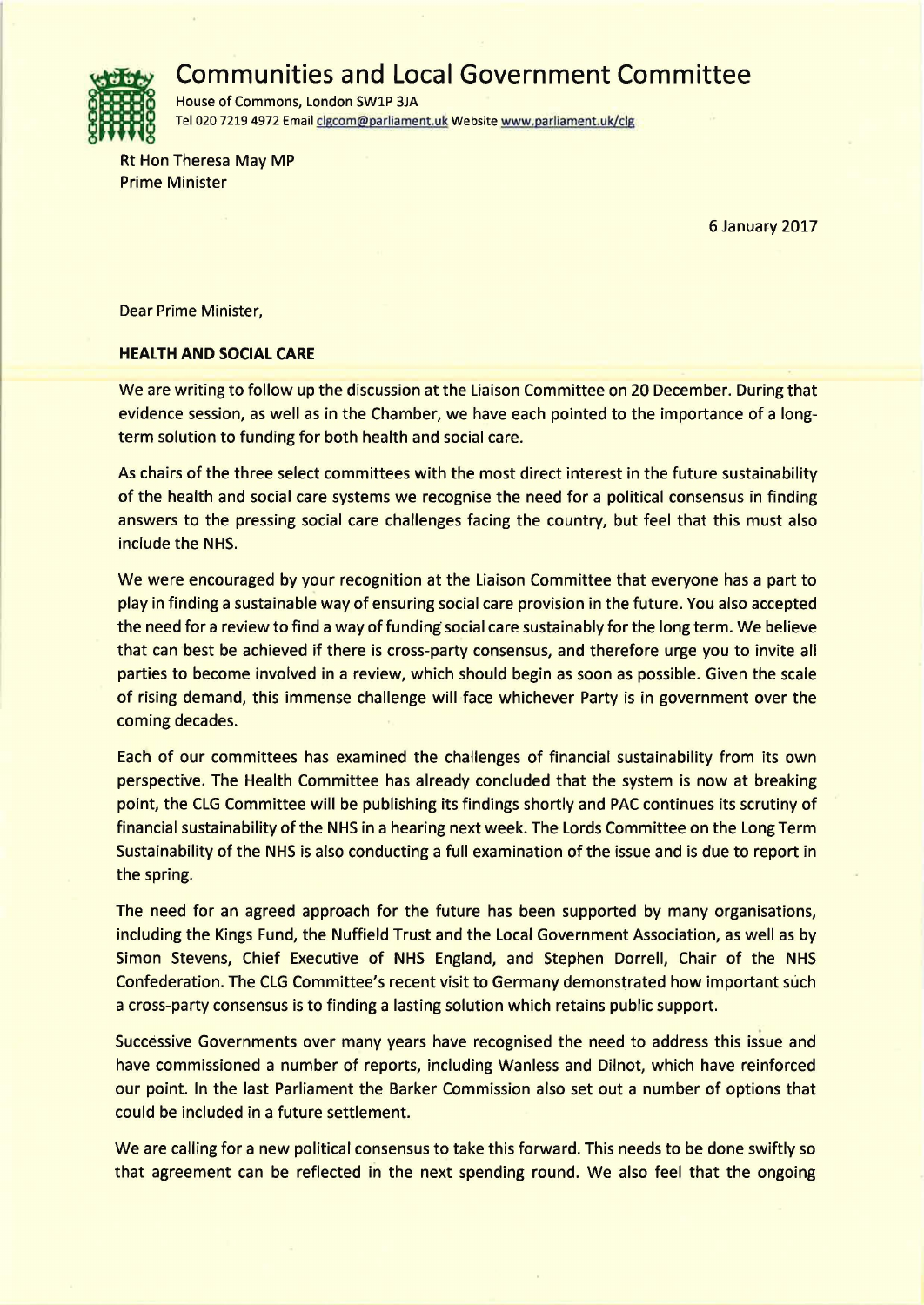# Communities and Local Government Committee

House of Commons, London SW1P 3JA
Tel 020 7219 4972 Email clgcom@parliament.uk Website www.parliament.uk/clg

Rt Hon Theresa May MP
Prime Minister

6 January 2017

Dear Prime Minister,

**HEALTH AND SOCIAL CARE**

We are writing to follow up the discussion at the Liaison Committee on 20 December. During that evidence session, as well as in the Chamber, we have each pointed to the importance of a long-term solution to funding for both health and social care.

As chairs of the three select committees with the most direct interest in the future sustainability of the health and social care systems we recognise the need for a political consensus in finding answers to the pressing social care challenges facing the country, but feel that this must also include the NHS.

We were encouraged by your recognition at the Liaison Committee that everyone has a part to play in finding a sustainable way of ensuring social care provision in the future. You also accepted the need for a review to find a way of funding social care sustainably for the long term. We believe that can best be achieved if there is cross-party consensus, and therefore urge you to invite all parties to become involved in a review, which should begin as soon as possible. Given the scale of rising demand, this immense challenge will face whichever Party is in government over the coming decades.

Each of our committees has examined the challenges of financial sustainability from its own perspective. The Health Committee has already concluded that the system is now at breaking point, the CLG Committee will be publishing its findings shortly and PAC continues its scrutiny of financial sustainability of the NHS in a hearing next week. The Lords Committee on the Long Term Sustainability of the NHS is also conducting a full examination of the issue and is due to report in the spring.

The need for an agreed approach for the future has been supported by many organisations, including the Kings Fund, the Nuffield Trust and the Local Government Association, as well as by Simon Stevens, Chief Executive of NHS England, and Stephen Dorrell, Chair of the NHS Confederation. The CLG Committee's recent visit to Germany demonstrated how important such a cross-party consensus is to finding a lasting solution which retains public support.

Successive Governments over many years have recognised the need to address this issue and have commissioned a number of reports, including Wanless and Dilnot, which have reinforced our point. In the last Parliament the Barker Commission also set out a number of options that could be included in a future settlement.

We are calling for a new political consensus to take this forward. This needs to be done swiftly so that agreement can be reflected in the next spending round. We also feel that the ongoing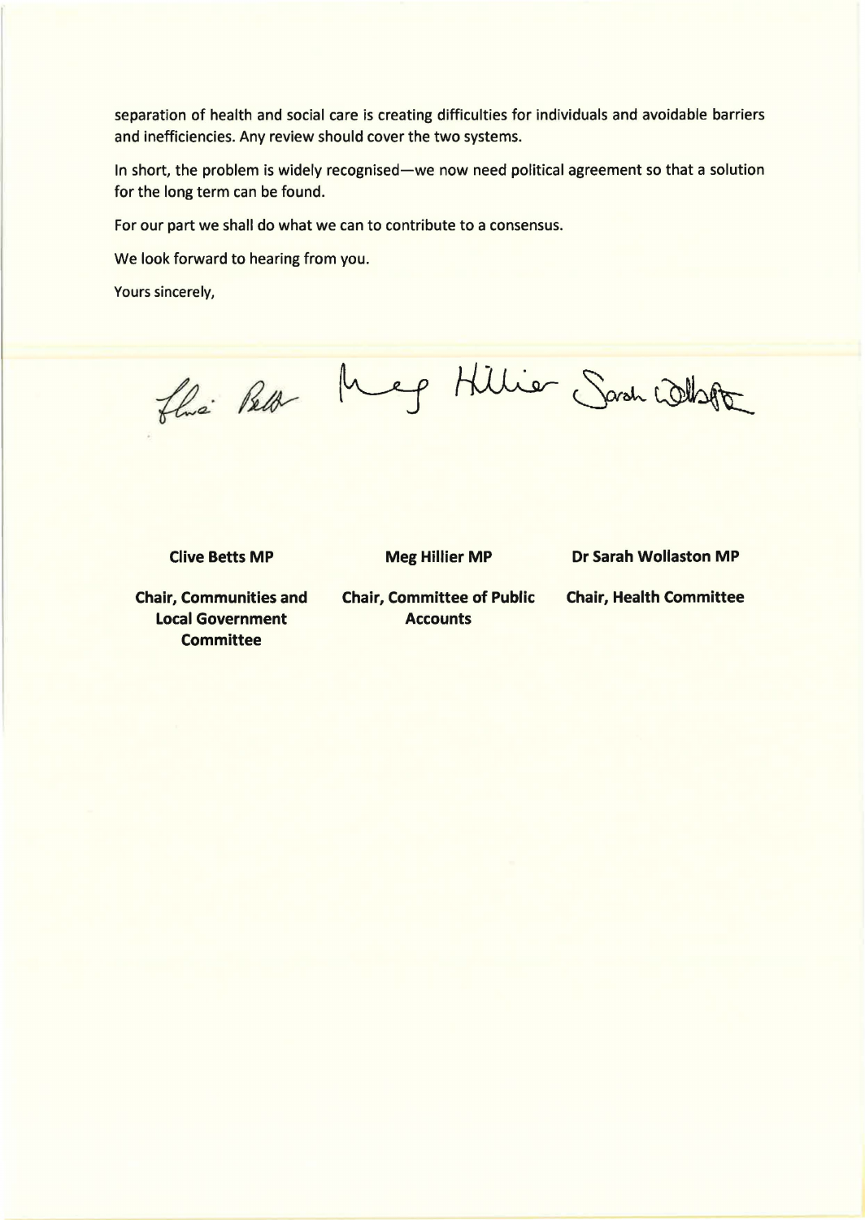separation of health and social care is creating difficulties for individuals and avoidable barriers and inefficiencies. Any review should cover the two systems.

In short, the problem is widely recognised—we now need political agreement so that a solution for the long term can be found.

For our part we shall do what we can to contribute to a consensus.

We look forward to hearing from you.

Yours sincerely,

| | | |
|---|---|---|
| **Clive Betts MP** | **Meg Hillier MP** | **Dr Sarah Wollaston MP** |
| **Chair, Communities and Local Government Committee** | **Chair, Committee of Public Accounts** | **Chair, Health Committee** |